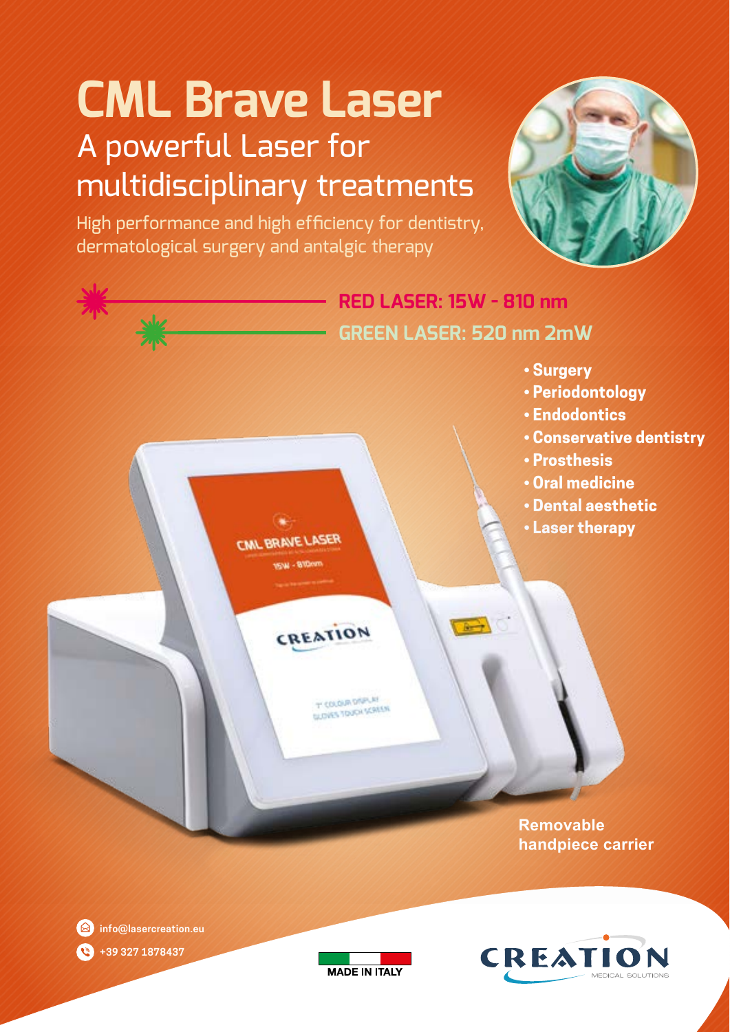# CML Brave Laser

## A powerful Laser for multidisciplinary treatments

High performance and high efficiency for dentistry, dermatological surgery and antalgic therapy

**RED LASER: 15W - 810 nm**

**GREEN LASER: 520 nm 2mW**

- **Surgery**
- **Periodontology**
- **Endodontics**
- **Conservative dentistry**
- **Prosthesis**
- **Oral medicine**
- **Dental aesthetic**
- **Laser therapy**

**Removable handpiece carrier**

info@lasercreation.eu

+39 327 1878437

MADE IN ITALY

CREATION MEDICAL SOLUTIONS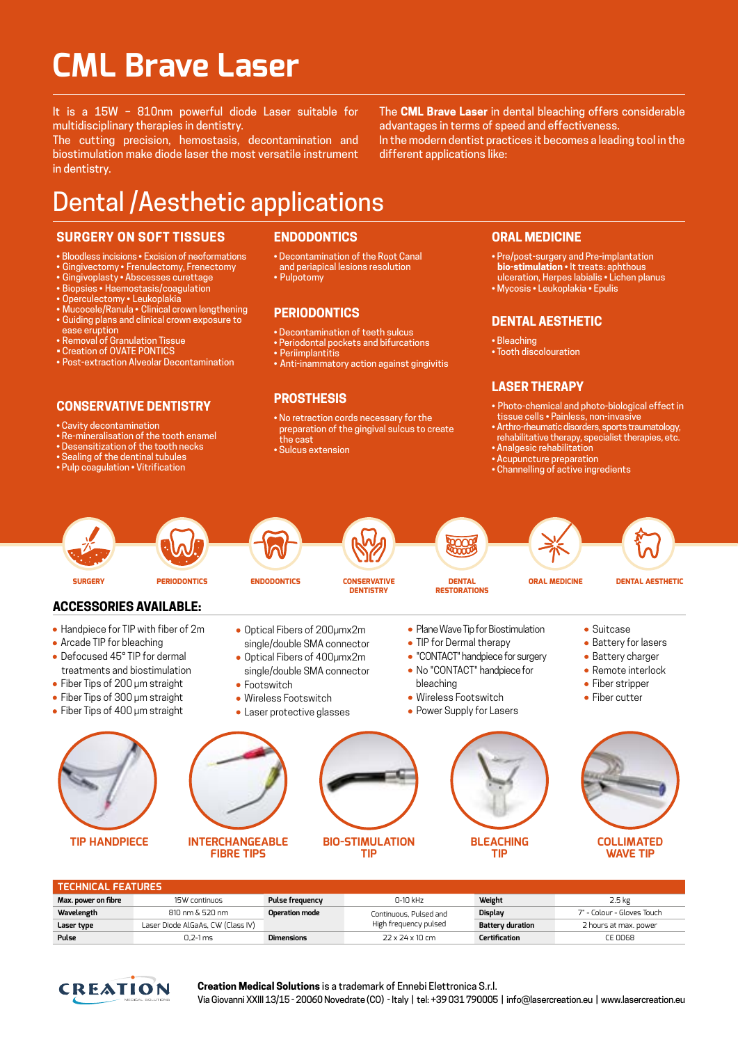# CML Brave Laser

It is a 15W – 810nm powerful diode Laser suitable for multidisciplinary therapies in dentistry.
The cutting precision, hemostasis, decontamination and biostimulation make diode laser the most versatile instrument in dentistry.

The **CML Brave Laser** in dental bleaching offers considerable advantages in terms of speed and effectiveness.
In the modern dentist practices it becomes a leading tool in the different applications like:

## Dental /Aesthetic applications

### SURGERY ON SOFT TISSUES

- Bloodless incisions • Excision of neoformations
- Gingivectomy • Frenulectomy, Frenectomy
- Gingivoplasty • Abscesses curettage
- Biopsies • Haemostasis/coagulation
- Operculectomy • Leukoplakia
- Mucocele/Ranula • Clinical crown lengthening
- Guiding plans and clinical crown exposure to ease eruption
- Removal of Granulation Tissue
- Creation of OVATE PONTICS
- Post-extraction Alveolar Decontamination

### CONSERVATIVE DENTISTRY

- Cavity decontamination
- Re-mineralisation of the tooth enamel
- Desensitization of the tooth necks
- Sealing of the dentinal tubules
- Pulp coagulation • Vitrification

### ENDODONTICS

- Decontamination of the Root Canal and periapical lesions resolution
- Pulpotomy

### PERIODONTICS

- Decontamination of teeth sulcus
- Periodontal pockets and bifurcations
- Periimplantitis
- Anti-inammatory action against gingivitis

### PROSTHESIS

- No retraction cords necessary for the preparation of the gingival sulcus to create the cast
- Sulcus extension

### ORAL MEDICINE

- Pre/post-surgery and Pre-implantation **bio-stimulation** • It treats: aphthous ulceration, Herpes labialis • Lichen planus
- Mycosis • Leukoplakia • Epulis

### DENTAL AESTHETIC

- Bleaching
- Tooth discolouration

### LASER THERAPY

- Photo-chemical and photo-biological effect in tissue cells • Painless, non-invasive
- Arthro-rheumatic disorders, sports traumatology, rehabilitative therapy, specialist therapies, etc.
- Analgesic rehabilitation
- Acupuncture preparation
- Channelling of active ingredients

SURGERY · PERIODONTICS · ENDODONTICS · CONSERVATIVE DENTISTRY · DENTAL RESTORATIONS · ORAL MEDICINE · DENTAL AESTHETIC

### ACCESSORIES AVAILABLE:

- Handpiece for TIP with fiber of 2m
- Arcade TIP for bleaching
- Defocused 45° TIP for dermal treatments and biostimulation
- Fiber Tips of 200 μm straight
- Fiber Tips of 300 μm straight
- Fiber Tips of 400 μm straight
- Optical Fibers of 200μmx2m single/double SMA connector
- Optical Fibers of 400μmx2m single/double SMA connector
- Footswitch
- Wireless Footswitch
- Laser protective glasses
- Plane Wave Tip for Biostimulation
- TIP for Dermal therapy
- "CONTACT" handpiece for surgery
- No "CONTACT" handpiece for bleaching
- Wireless Footswitch
- Power Supply for Lasers
- Suitcase
- Battery for lasers
- Battery charger
- Remote interlock
- Fiber stripper
- Fiber cutter

TIP HANDPIECE · INTERCHANGEABLE FIBRE TIPS · BIO-STIMULATION TIP · BLEACHING TIP · COLLIMATED WAVE TIP

### TECHNICAL FEATURES

| | | | | | |
|---|---|---|---|---|---|
| **Max. power on fibre** | 15W continuos | **Pulse frequency** | 0-10 kHz | **Weight** | 2.5 kg |
| **Wavelength** | 810 nm & 520 nm | **Operation mode** | Continuous, Pulsed and High frequency pulsed | **Display** | 7" - Colour - Gloves Touch |
| **Laser type** | Laser Diode AlGaAs, CW (Class IV) | | | **Battery duration** | 2 hours at max. power |
| **Pulse** | 0,2-1 ms | **Dimensions** | 22 x 24 x 10 cm | **Certification** | CE 0068 |

CREATION MEDICAL SOLUTIONS

**Creation Medical Solutions** is a trademark of Ennebi Elettronica S.r.l.
Via Giovanni XXIII 13/15 - 20060 Novedrate (CO) - Italy | tel: +39 031 790005 | info@lasercreation.eu | www.lasercreation.eu